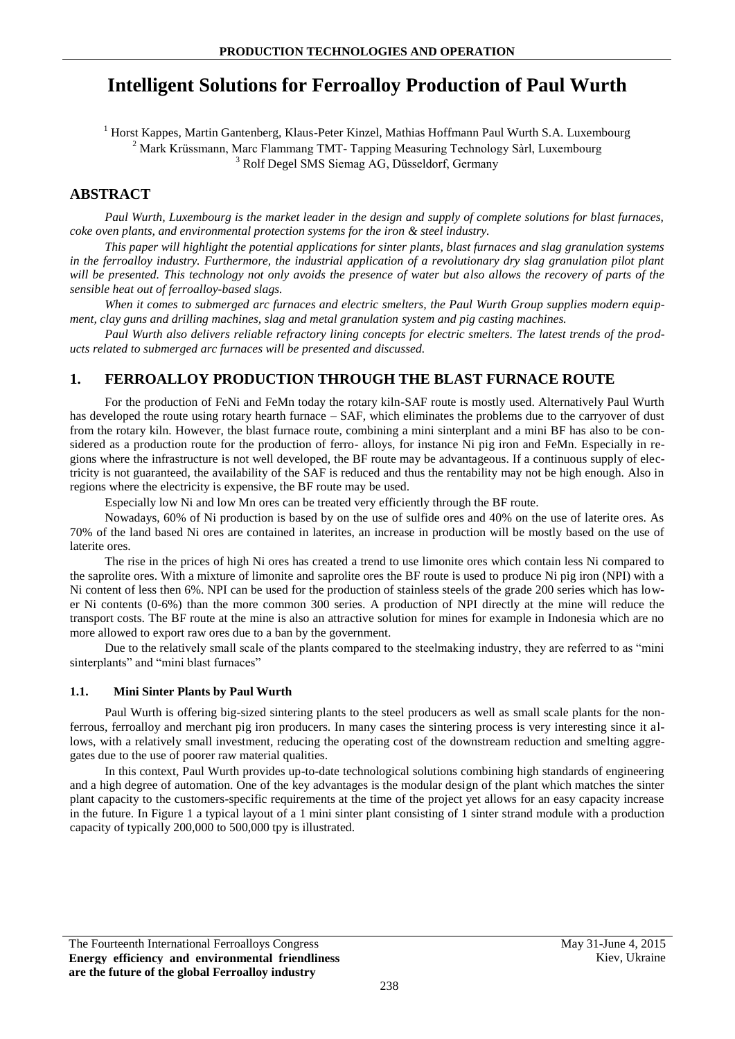# Intelligent Solutions for Ferroalloy Production of Paul Wurth

[1] Horst Kappes, Martin Gantenberg, Klaus-Peter Kinzel, Mathias Hoffmann Paul Wurth S.A. Luxembourg
[2] Mark Krüssmann, Marc Flammang TMT- Tapping Measuring Technology Sàrl, Luxembourg
[3] Rolf Degel SMS Siemag AG, Düsseldorf, Germany

## ABSTRACT

*Paul Wurth, Luxembourg is the market leader in the design and supply of complete solutions for blast furnaces, coke oven plants, and environmental protection systems for the iron & steel industry.*

*This paper will highlight the potential applications for sinter plants, blast furnaces and slag granulation systems in the ferroalloy industry. Furthermore, the industrial application of a revolutionary dry slag granulation pilot plant will be presented. This technology not only avoids the presence of water but also allows the recovery of parts of the sensible heat out of ferroalloy-based slags.*

*When it comes to submerged arc furnaces and electric smelters, the Paul Wurth Group supplies modern equipment, clay guns and drilling machines, slag and metal granulation system and pig casting machines.*

*Paul Wurth also delivers reliable refractory lining concepts for electric smelters. The latest trends of the products related to submerged arc furnaces will be presented and discussed.*

## 1. FERROALLOY PRODUCTION THROUGH THE BLAST FURNACE ROUTE

For the production of FeNi and FeMn today the rotary kiln-SAF route is mostly used. Alternatively Paul Wurth has developed the route using rotary hearth furnace – SAF, which eliminates the problems due to the carryover of dust from the rotary kiln. However, the blast furnace route, combining a mini sinterplant and a mini BF has also to be considered as a production route for the production of ferro- alloys, for instance Ni pig iron and FeMn. Especially in regions where the infrastructure is not well developed, the BF route may be advantageous. If a continuous supply of electricity is not guaranteed, the availability of the SAF is reduced and thus the rentability may not be high enough. Also in regions where the electricity is expensive, the BF route may be used.

Especially low Ni and low Mn ores can be treated very efficiently through the BF route.

Nowadays, 60% of Ni production is based by on the use of sulfide ores and 40% on the use of laterite ores. As 70% of the land based Ni ores are contained in laterites, an increase in production will be mostly based on the use of laterite ores.

The rise in the prices of high Ni ores has created a trend to use limonite ores which contain less Ni compared to the saprolite ores. With a mixture of limonite and saprolite ores the BF route is used to produce Ni pig iron (NPI) with a Ni content of less then 6%. NPI can be used for the production of stainless steels of the grade 200 series which has lower Ni contents (0-6%) than the more common 300 series. A production of NPI directly at the mine will reduce the transport costs. The BF route at the mine is also an attractive solution for mines for example in Indonesia which are no more allowed to export raw ores due to a ban by the government.

Due to the relatively small scale of the plants compared to the steelmaking industry, they are referred to as "mini sinterplants" and "mini blast furnaces"

### 1.1. Mini Sinter Plants by Paul Wurth

Paul Wurth is offering big-sized sintering plants to the steel producers as well as small scale plants for the non-ferrous, ferroalloy and merchant pig iron producers. In many cases the sintering process is very interesting since it allows, with a relatively small investment, reducing the operating cost of the downstream reduction and smelting aggregates due to the use of poorer raw material qualities.

In this context, Paul Wurth provides up-to-date technological solutions combining high standards of engineering and a high degree of automation. One of the key advantages is the modular design of the plant which matches the sinter plant capacity to the customers-specific requirements at the time of the project yet allows for an easy capacity increase in the future. In Figure 1 a typical layout of a 1 mini sinter plant consisting of 1 sinter strand module with a production capacity of typically 200,000 to 500,000 tpy is illustrated.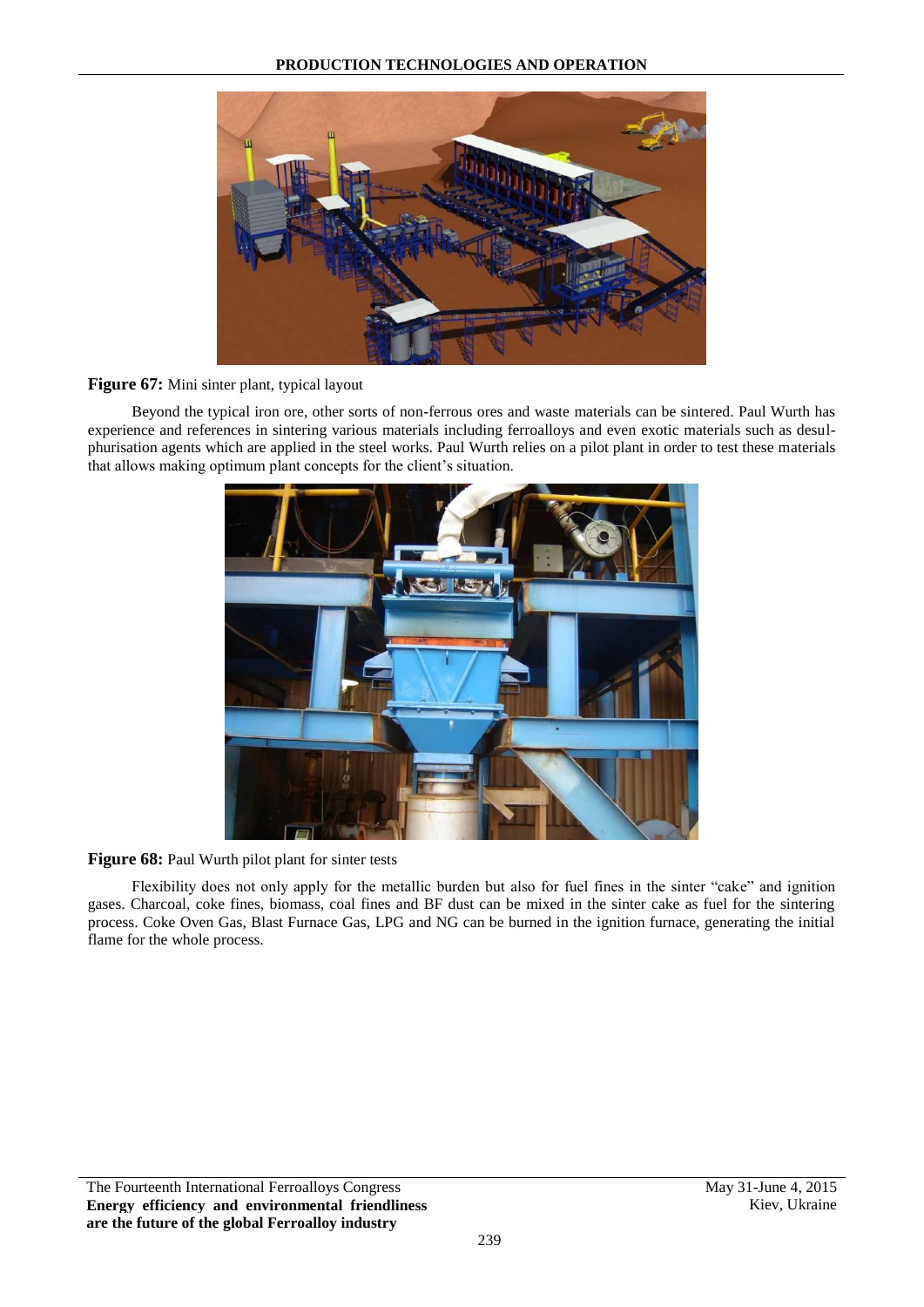**Figure 67:** Mini sinter plant, typical layout

Beyond the typical iron ore, other sorts of non-ferrous ores and waste materials can be sintered. Paul Wurth has experience and references in sintering various materials including ferroalloys and even exotic materials such as desulphurisation agents which are applied in the steel works. Paul Wurth relies on a pilot plant in order to test these materials that allows making optimum plant concepts for the client's situation.

**Figure 68:** Paul Wurth pilot plant for sinter tests

Flexibility does not only apply for the metallic burden but also for fuel fines in the sinter "cake" and ignition gases. Charcoal, coke fines, biomass, coal fines and BF dust can be mixed in the sinter cake as fuel for the sintering process. Coke Oven Gas, Blast Furnace Gas, LPG and NG can be burned in the ignition furnace, generating the initial flame for the whole process.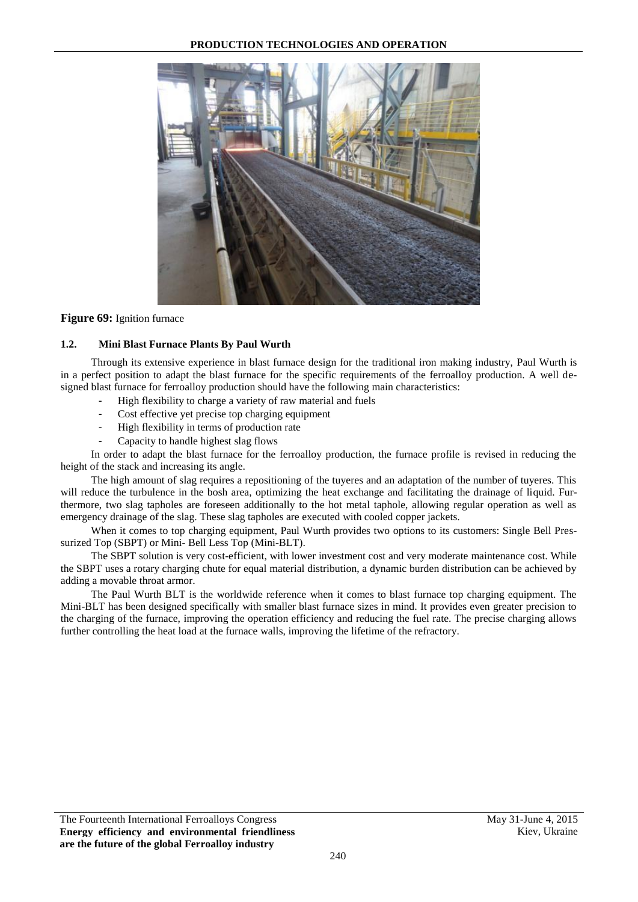**Figure 69:** Ignition furnace

### 1.2. Mini Blast Furnace Plants By Paul Wurth

Through its extensive experience in blast furnace design for the traditional iron making industry, Paul Wurth is in a perfect position to adapt the blast furnace for the specific requirements of the ferroalloy production. A well designed blast furnace for ferroalloy production should have the following main characteristics:

- High flexibility to charge a variety of raw material and fuels
- Cost effective yet precise top charging equipment
- High flexibility in terms of production rate
- Capacity to handle highest slag flows

In order to adapt the blast furnace for the ferroalloy production, the furnace profile is revised in reducing the height of the stack and increasing its angle.

The high amount of slag requires a repositioning of the tuyeres and an adaptation of the number of tuyeres. This will reduce the turbulence in the bosh area, optimizing the heat exchange and facilitating the drainage of liquid. Furthermore, two slag tapholes are foreseen additionally to the hot metal taphole, allowing regular operation as well as emergency drainage of the slag. These slag tapholes are executed with cooled copper jackets.

When it comes to top charging equipment, Paul Wurth provides two options to its customers: Single Bell Pressurized Top (SBPT) or Mini- Bell Less Top (Mini-BLT).

The SBPT solution is very cost-efficient, with lower investment cost and very moderate maintenance cost. While the SBPT uses a rotary charging chute for equal material distribution, a dynamic burden distribution can be achieved by adding a movable throat armor.

The Paul Wurth BLT is the worldwide reference when it comes to blast furnace top charging equipment. The Mini-BLT has been designed specifically with smaller blast furnace sizes in mind. It provides even greater precision to the charging of the furnace, improving the operation efficiency and reducing the fuel rate. The precise charging allows further controlling the heat load at the furnace walls, improving the lifetime of the refractory.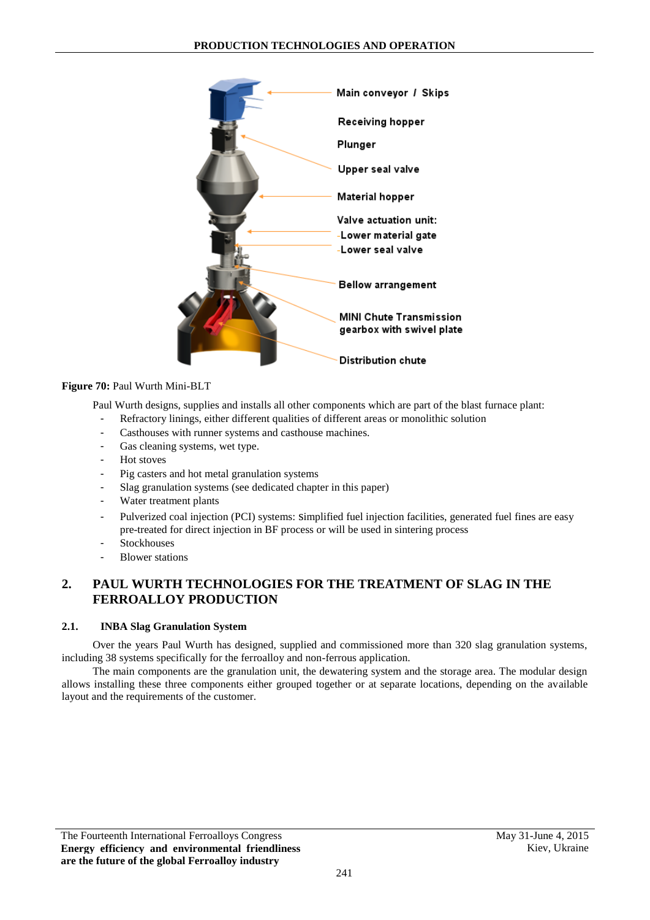**Figure 70:** Paul Wurth Mini-BLT

Paul Wurth designs, supplies and installs all other components which are part of the blast furnace plant:

- Refractory linings, either different qualities of different areas or monolithic solution
- Casthouses with runner systems and casthouse machines.
- Gas cleaning systems, wet type.
- Hot stoves
- Pig casters and hot metal granulation systems
- Slag granulation systems (see dedicated chapter in this paper)
- Water treatment plants
- Pulverized coal injection (PCI) systems: Simplified fuel injection facilities, generated fuel fines are easy pre-treated for direct injection in BF process or will be used in sintering process
- Stockhouses
- Blower stations

## 2. PAUL WURTH TECHNOLOGIES FOR THE TREATMENT OF SLAG IN THE FERROALLOY PRODUCTION

### 2.1. INBA Slag Granulation System

Over the years Paul Wurth has designed, supplied and commissioned more than 320 slag granulation systems, including 38 systems specifically for the ferroalloy and non-ferrous application.

The main components are the granulation unit, the dewatering system and the storage area. The modular design allows installing these three components either grouped together or at separate locations, depending on the available layout and the requirements of the customer.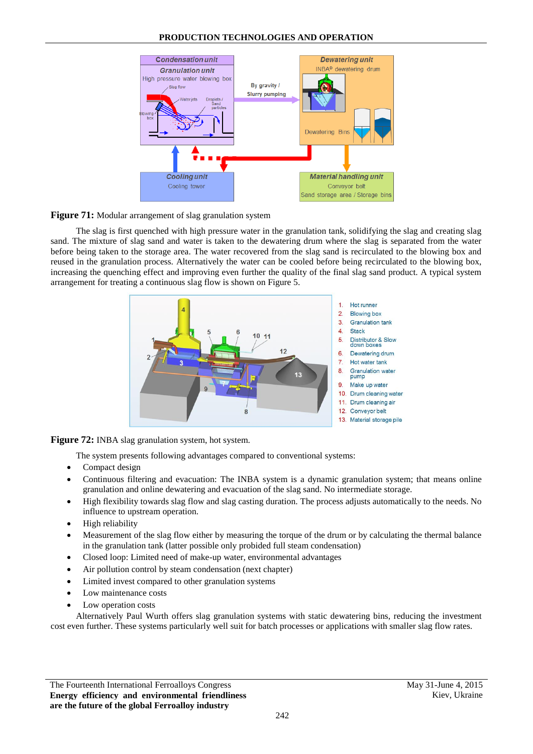**Figure 71:** Modular arrangement of slag granulation system

The slag is first quenched with high pressure water in the granulation tank, solidifying the slag and creating slag sand. The mixture of slag sand and water is taken to the dewatering drum where the slag is separated from the water before being taken to the storage area. The water recovered from the slag sand is recirculated to the blowing box and reused in the granulation process. Alternatively the water can be cooled before being recirculated to the blowing box, increasing the quenching effect and improving even further the quality of the final slag sand product. A typical system arrangement for treating a continuous slag flow is shown on Figure 5.

**Figure 72:** INBA slag granulation system, hot system.

The system presents following advantages compared to conventional systems:

- Compact design
- Continuous filtering and evacuation: The INBA system is a dynamic granulation system; that means online granulation and online dewatering and evacuation of the slag sand. No intermediate storage.
- High flexibility towards slag flow and slag casting duration. The process adjusts automatically to the needs. No influence to upstream operation.
- High reliability
- Measurement of the slag flow either by measuring the torque of the drum or by calculating the thermal balance in the granulation tank (latter possible only probided full steam condensation)
- Closed loop: Limited need of make-up water, environmental advantages
- Air pollution control by steam condensation (next chapter)
- Limited invest compared to other granulation systems
- Low maintenance costs
- Low operation costs

Alternatively Paul Wurth offers slag granulation systems with static dewatering bins, reducing the investment cost even further. These systems particularly well suit for batch processes or applications with smaller slag flow rates.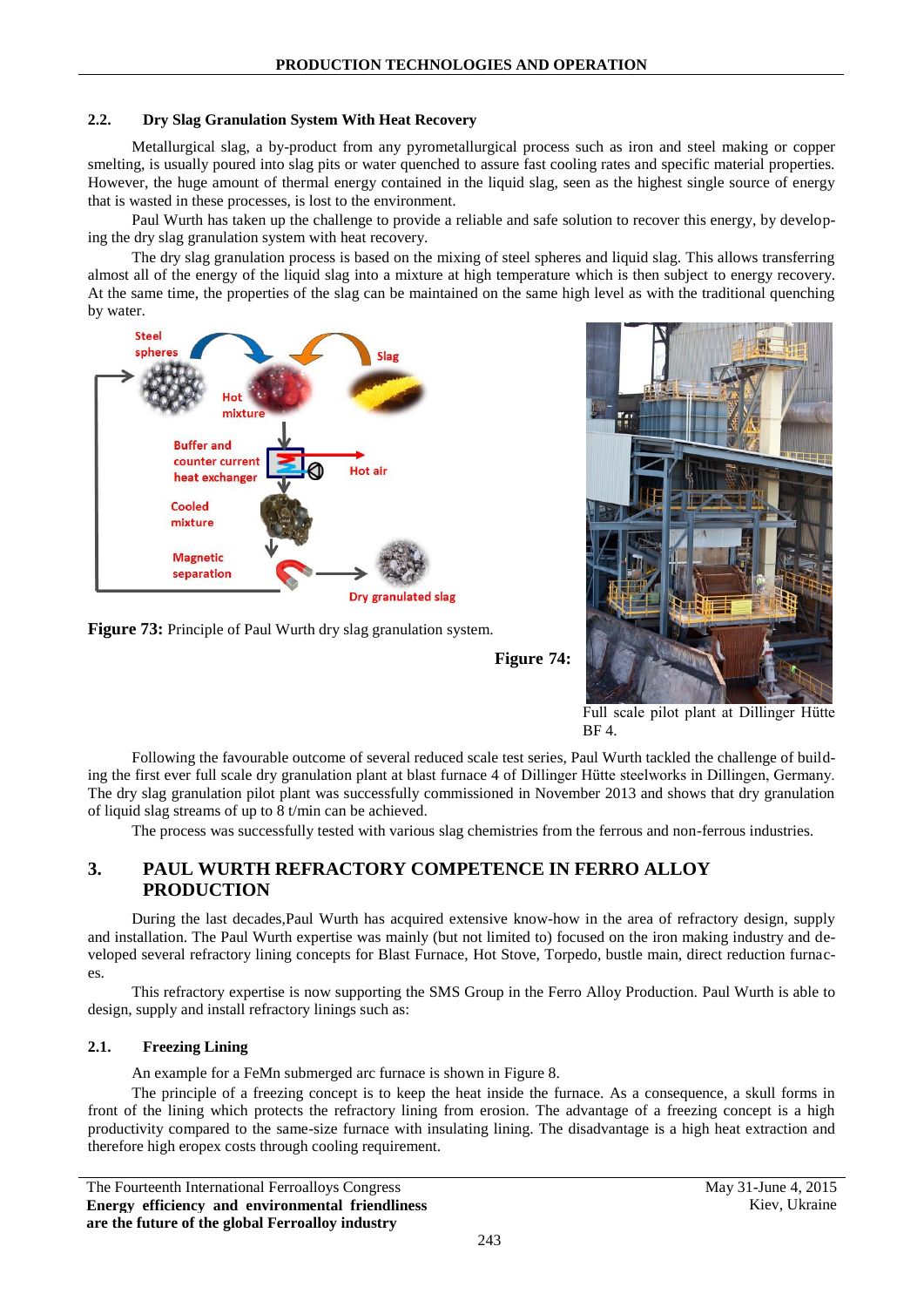### 2.2. Dry Slag Granulation System With Heat Recovery

Metallurgical slag, a by-product from any pyrometallurgical process such as iron and steel making or copper smelting, is usually poured into slag pits or water quenched to assure fast cooling rates and specific material properties. However, the huge amount of thermal energy contained in the liquid slag, seen as the highest single source of energy that is wasted in these processes, is lost to the environment.

Paul Wurth has taken up the challenge to provide a reliable and safe solution to recover this energy, by developing the dry slag granulation system with heat recovery.

The dry slag granulation process is based on the mixing of steel spheres and liquid slag. This allows transferring almost all of the energy of the liquid slag into a mixture at high temperature which is then subject to energy recovery. At the same time, the properties of the slag can be maintained on the same high level as with the traditional quenching by water.

**Figure 73:** Principle of Paul Wurth dry slag granulation system.

**Figure 74:** Full scale pilot plant at Dillinger Hütte BF 4.

Following the favourable outcome of several reduced scale test series, Paul Wurth tackled the challenge of building the first ever full scale dry granulation plant at blast furnace 4 of Dillinger Hütte steelworks in Dillingen, Germany. The dry slag granulation pilot plant was successfully commissioned in November 2013 and shows that dry granulation of liquid slag streams of up to 8 t/min can be achieved.

The process was successfully tested with various slag chemistries from the ferrous and non-ferrous industries.

## 3. PAUL WURTH REFRACTORY COMPETENCE IN FERRO ALLOY PRODUCTION

During the last decades,Paul Wurth has acquired extensive know-how in the area of refractory design, supply and installation. The Paul Wurth expertise was mainly (but not limited to) focused on the iron making industry and developed several refractory lining concepts for Blast Furnace, Hot Stove, Torpedo, bustle main, direct reduction furnaces.

This refractory expertise is now supporting the SMS Group in the Ferro Alloy Production. Paul Wurth is able to design, supply and install refractory linings such as:

### 2.1. Freezing Lining

An example for a FeMn submerged arc furnace is shown in Figure 8.

The principle of a freezing concept is to keep the heat inside the furnace. As a consequence, a skull forms in front of the lining which protects the refractory lining from erosion. The advantage of a freezing concept is a high productivity compared to the same-size furnace with insulating lining. The disadvantage is a high heat extraction and therefore high eropex costs through cooling requirement.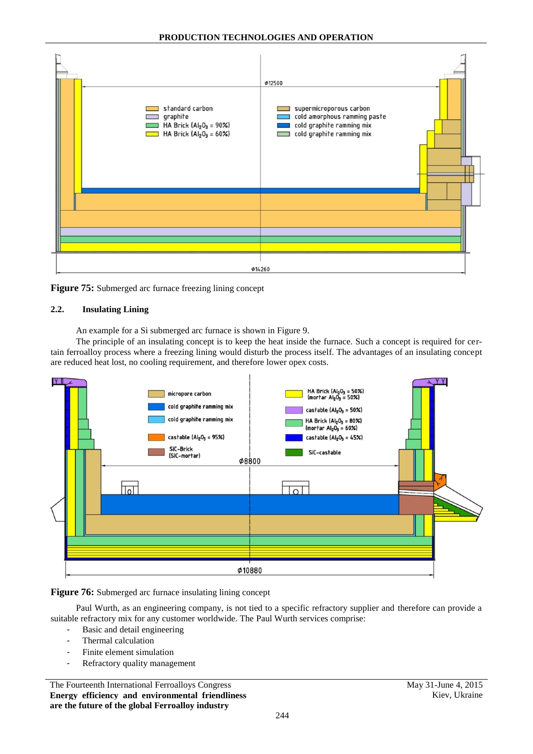Figure 75: Submerged arc furnace freezing lining concept

### 2.2. Insulating Lining

An example for a Si submerged arc furnace is shown in Figure 9.

The principle of an insulating concept is to keep the heat inside the furnace. Such a concept is required for certain ferroalloy process where a freezing lining would disturb the process itself. The advantages of an insulating concept are reduced heat lost, no cooling requirement, and therefore lower opex costs.

Figure 76: Submerged arc furnace insulating lining concept

Paul Wurth, as an engineering company, is not tied to a specific refractory supplier and therefore can provide a suitable refractory mix for any customer worldwide. The Paul Wurth services comprise:

- Basic and detail engineering
- Thermal calculation
- Finite element simulation
- Refractory quality management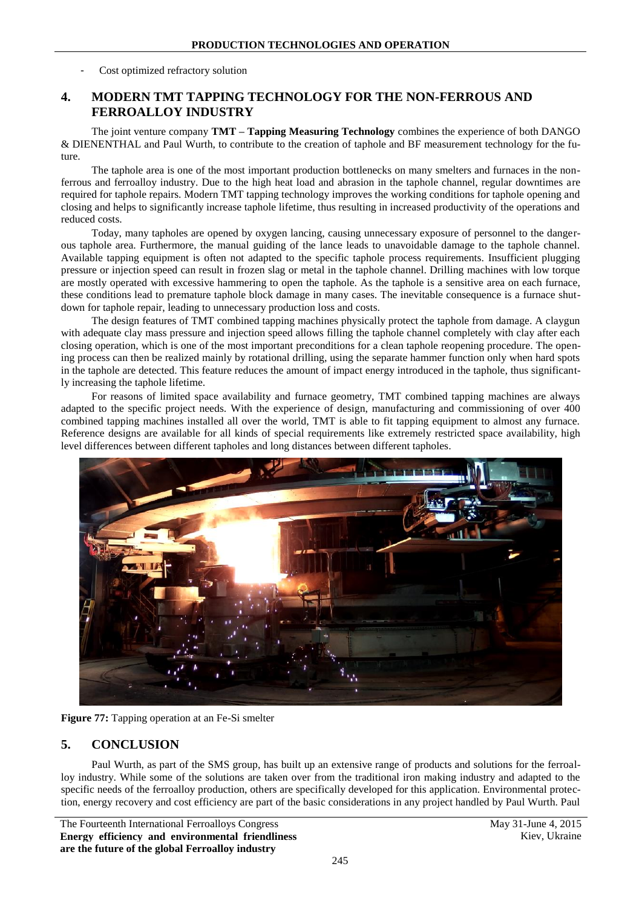- Cost optimized refractory solution

## 4. MODERN TMT TAPPING TECHNOLOGY FOR THE NON-FERROUS AND FERROALLOY INDUSTRY

The joint venture company **TMT – Tapping Measuring Technology** combines the experience of both DANGO & DIENENTHAL and Paul Wurth, to contribute to the creation of taphole and BF measurement technology for the future.

The taphole area is one of the most important production bottlenecks on many smelters and furnaces in the non-ferrous and ferroalloy industry. Due to the high heat load and abrasion in the taphole channel, regular downtimes are required for taphole repairs. Modern TMT tapping technology improves the working conditions for taphole opening and closing and helps to significantly increase taphole lifetime, thus resulting in increased productivity of the operations and reduced costs.

Today, many tapholes are opened by oxygen lancing, causing unnecessary exposure of personnel to the dangerous taphole area. Furthermore, the manual guiding of the lance leads to unavoidable damage to the taphole channel. Available tapping equipment is often not adapted to the specific taphole process requirements. Insufficient plugging pressure or injection speed can result in frozen slag or metal in the taphole channel. Drilling machines with low torque are mostly operated with excessive hammering to open the taphole. As the taphole is a sensitive area on each furnace, these conditions lead to premature taphole block damage in many cases. The inevitable consequence is a furnace shutdown for taphole repair, leading to unnecessary production loss and costs.

The design features of TMT combined tapping machines physically protect the taphole from damage. A claygun with adequate clay mass pressure and injection speed allows filling the taphole channel completely with clay after each closing operation, which is one of the most important preconditions for a clean taphole reopening procedure. The opening process can then be realized mainly by rotational drilling, using the separate hammer function only when hard spots in the taphole are detected. This feature reduces the amount of impact energy introduced in the taphole, thus significantly increasing the taphole lifetime.

For reasons of limited space availability and furnace geometry, TMT combined tapping machines are always adapted to the specific project needs. With the experience of design, manufacturing and commissioning of over 400 combined tapping machines installed all over the world, TMT is able to fit tapping equipment to almost any furnace. Reference designs are available for all kinds of special requirements like extremely restricted space availability, high level differences between different tapholes and long distances between different tapholes.

**Figure 77:** Tapping operation at an Fe-Si smelter

## 5. CONCLUSION

Paul Wurth, as part of the SMS group, has built up an extensive range of products and solutions for the ferroalloy industry. While some of the solutions are taken over from the traditional iron making industry and adapted to the specific needs of the ferroalloy production, others are specifically developed for this application. Environmental protection, energy recovery and cost efficiency are part of the basic considerations in any project handled by Paul Wurth. Paul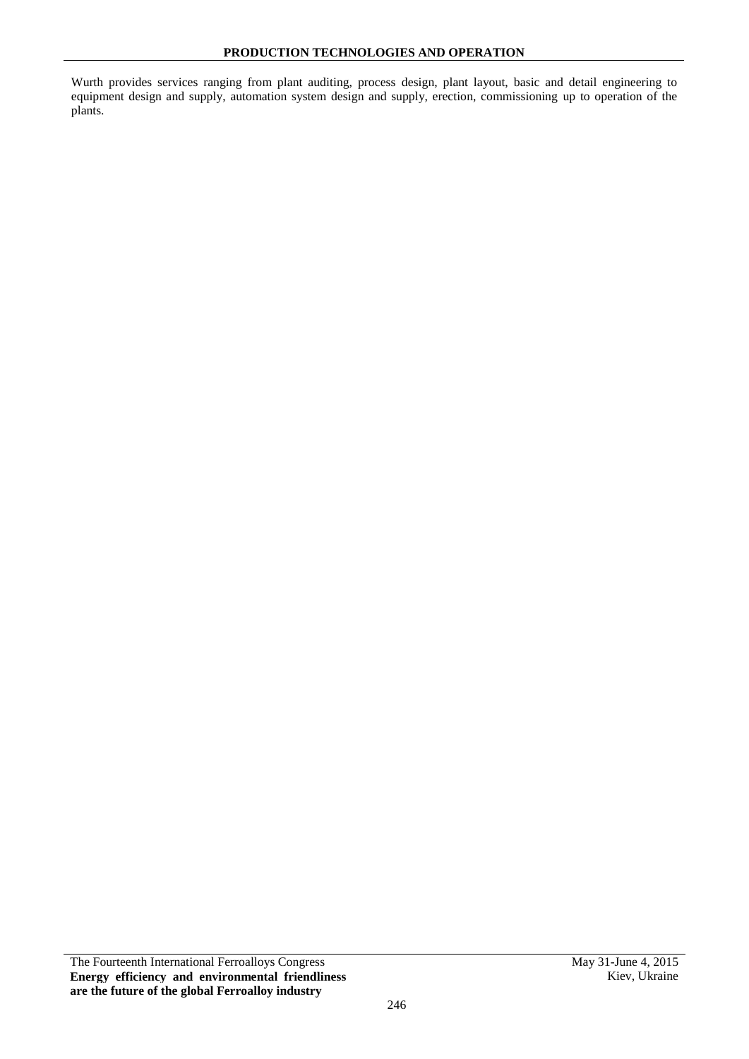Wurth provides services ranging from plant auditing, process design, plant layout, basic and detail engineering to equipment design and supply, automation system design and supply, erection, commissioning up to operation of the plants.